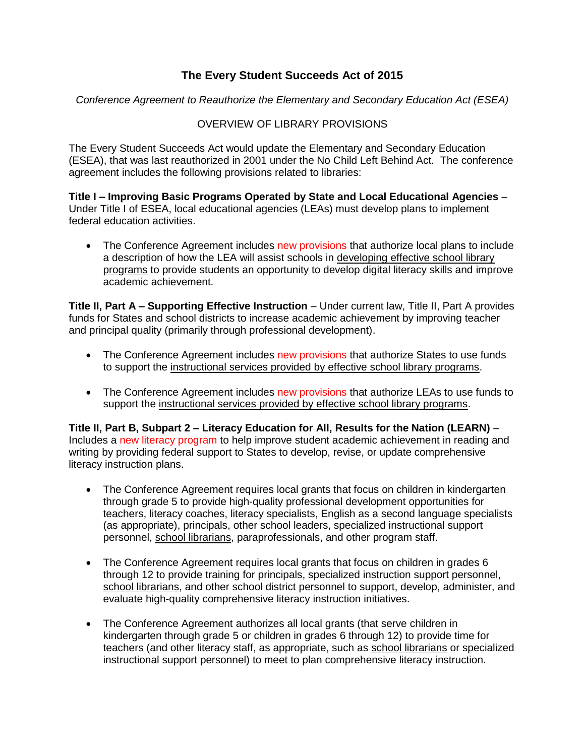# The Every Student Succeeds Act of 2015

*Conference Agreement to Reauthorize the Elementary and Secondary Education Act (ESEA)*

## OVERVIEW OF LIBRARY PROVISIONS

The Every Student Succeeds Act would update the Elementary and Secondary Education (ESEA), that was last reauthorized in 2001 under the No Child Left Behind Act. The conference agreement includes the following provisions related to libraries:

**Title I – Improving Basic Programs Operated by State and Local Educational Agencies** – Under Title I of ESEA, local educational agencies (LEAs) must develop plans to implement federal education activities.

- The Conference Agreement includes new provisions that authorize local plans to include a description of how the LEA will assist schools in developing effective school library programs to provide students an opportunity to develop digital literacy skills and improve academic achievement.

**Title II, Part A – Supporting Effective Instruction** – Under current law, Title II, Part A provides funds for States and school districts to increase academic achievement by improving teacher and principal quality (primarily through professional development).

- The Conference Agreement includes new provisions that authorize States to use funds to support the instructional services provided by effective school library programs.
- The Conference Agreement includes new provisions that authorize LEAs to use funds to support the instructional services provided by effective school library programs.

**Title II, Part B, Subpart 2 – Literacy Education for All, Results for the Nation (LEARN)** – Includes a new literacy program to help improve student academic achievement in reading and writing by providing federal support to States to develop, revise, or update comprehensive literacy instruction plans.

- The Conference Agreement requires local grants that focus on children in kindergarten through grade 5 to provide high-quality professional development opportunities for teachers, literacy coaches, literacy specialists, English as a second language specialists (as appropriate), principals, other school leaders, specialized instructional support personnel, school librarians, paraprofessionals, and other program staff.
- The Conference Agreement requires local grants that focus on children in grades 6 through 12 to provide training for principals, specialized instruction support personnel, school librarians, and other school district personnel to support, develop, administer, and evaluate high-quality comprehensive literacy instruction initiatives.
- The Conference Agreement authorizes all local grants (that serve children in kindergarten through grade 5 or children in grades 6 through 12) to provide time for teachers (and other literacy staff, as appropriate, such as school librarians or specialized instructional support personnel) to meet to plan comprehensive literacy instruction.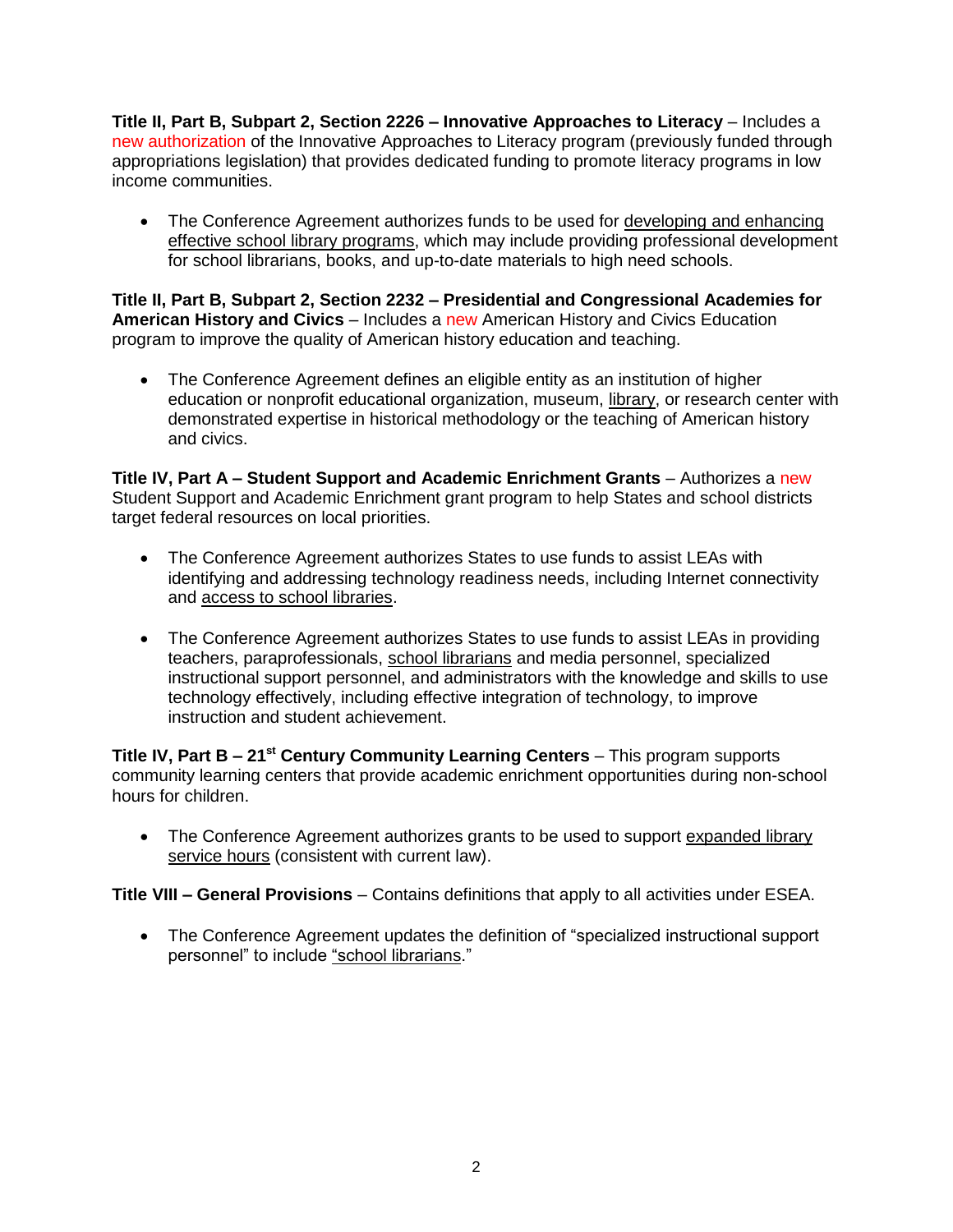**Title II, Part B, Subpart 2, Section 2226 – Innovative Approaches to Literacy** – Includes a new authorization of the Innovative Approaches to Literacy program (previously funded through appropriations legislation) that provides dedicated funding to promote literacy programs in low income communities.

- The Conference Agreement authorizes funds to be used for developing and enhancing effective school library programs, which may include providing professional development for school librarians, books, and up-to-date materials to high need schools.

**Title II, Part B, Subpart 2, Section 2232 – Presidential and Congressional Academies for American History and Civics** – Includes a new American History and Civics Education program to improve the quality of American history education and teaching.

- The Conference Agreement defines an eligible entity as an institution of higher education or nonprofit educational organization, museum, library, or research center with demonstrated expertise in historical methodology or the teaching of American history and civics.

**Title IV, Part A – Student Support and Academic Enrichment Grants** – Authorizes a new Student Support and Academic Enrichment grant program to help States and school districts target federal resources on local priorities.

- The Conference Agreement authorizes States to use funds to assist LEAs with identifying and addressing technology readiness needs, including Internet connectivity and access to school libraries.

- The Conference Agreement authorizes States to use funds to assist LEAs in providing teachers, paraprofessionals, school librarians and media personnel, specialized instructional support personnel, and administrators with the knowledge and skills to use technology effectively, including effective integration of technology, to improve instruction and student achievement.

**Title IV, Part B – 21st Century Community Learning Centers** – This program supports community learning centers that provide academic enrichment opportunities during non-school hours for children.

- The Conference Agreement authorizes grants to be used to support expanded library service hours (consistent with current law).

**Title VIII – General Provisions** – Contains definitions that apply to all activities under ESEA.

- The Conference Agreement updates the definition of "specialized instructional support personnel" to include "school librarians."